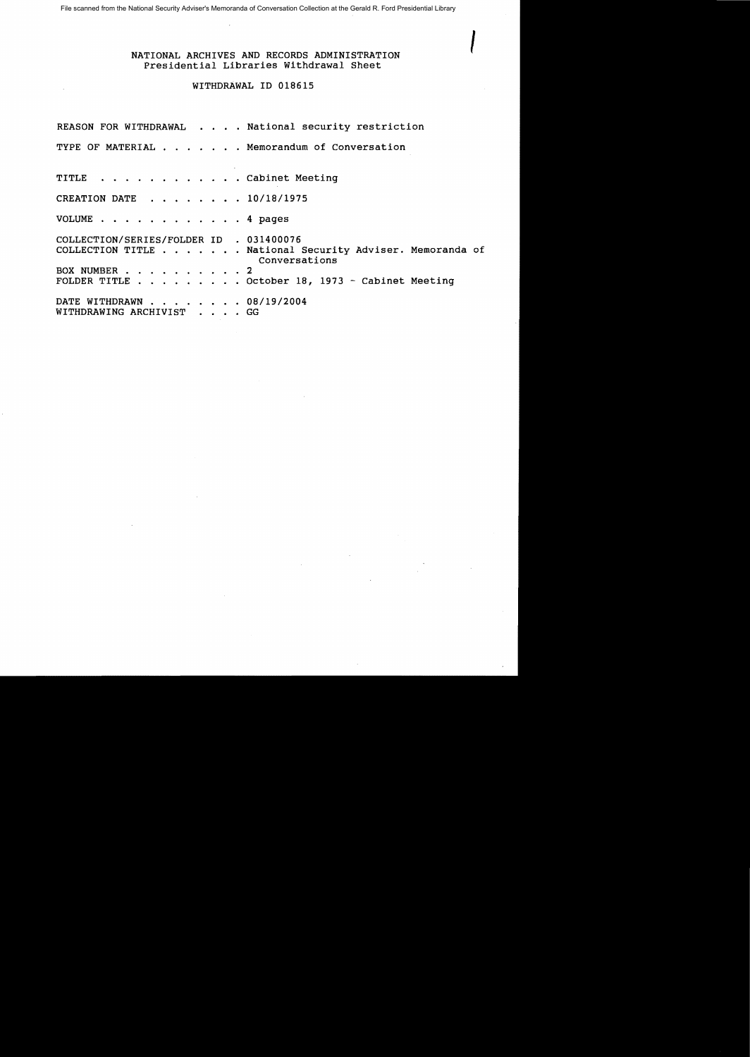File scanned from the National Security Adviser's Memoranda of Conversation Collection at the Gerald R. Ford Presidential Library

NATIONAL ARCHIVES AND RECORDS ADMINISTRATION
Presidential Libraries Withdrawal Sheet

WITHDRAWAL ID 018615

REASON FOR WITHDRAWAL . . . . National security restriction

TYPE OF MATERIAL . . . . . . . Memorandum of Conversation

TITLE . . . . . . . . . . . . Cabinet Meeting

CREATION DATE . . . . . . . . 10/18/1975

VOLUME . . . . . . . . . . . . 4 pages

COLLECTION/SERIES/FOLDER ID . 031400076
COLLECTION TITLE . . . . . . . National Security Adviser. Memoranda of Conversations
BOX NUMBER . . . . . . . . . . 2
FOLDER TITLE . . . . . . . . . October 18, 1973 - Cabinet Meeting

DATE WITHDRAWN . . . . . . . . 08/19/2004
WITHDRAWING ARCHIVIST . . . . GG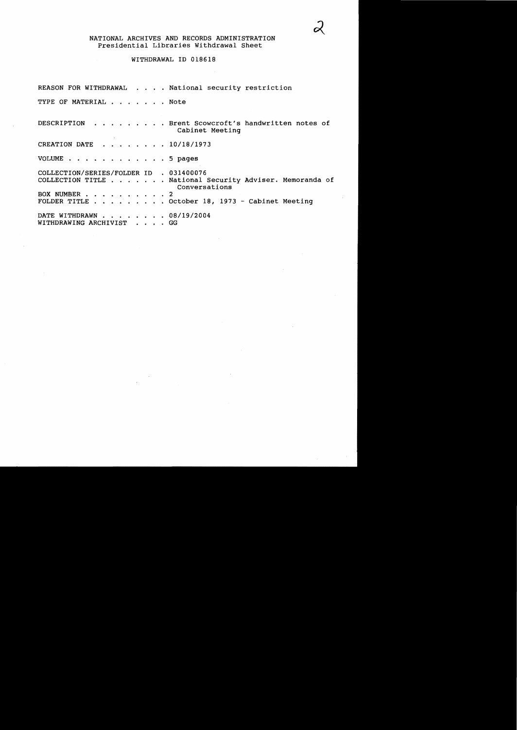NATIONAL ARCHIVES AND RECORDS ADMINISTRATION
Presidential Libraries Withdrawal Sheet

WITHDRAWAL ID 018618

REASON FOR WITHDRAWAL . . . . National security restriction

TYPE OF MATERIAL . . . . . . . Note

DESCRIPTION . . . . . . . . . Brent Scowcroft's handwritten notes of Cabinet Meeting

CREATION DATE . . . . . . . . 10/18/1973

VOLUME . . . . . . . . . . . . 5 pages

COLLECTION/SERIES/FOLDER ID . 031400076
COLLECTION TITLE . . . . . . . National Security Adviser. Memoranda of Conversations
BOX NUMBER . . . . . . . . . . 2
FOLDER TITLE . . . . . . . . . October 18, 1973 - Cabinet Meeting

DATE WITHDRAWN . . . . . . . . 08/19/2004
WITHDRAWING ARCHIVIST . . . . GG